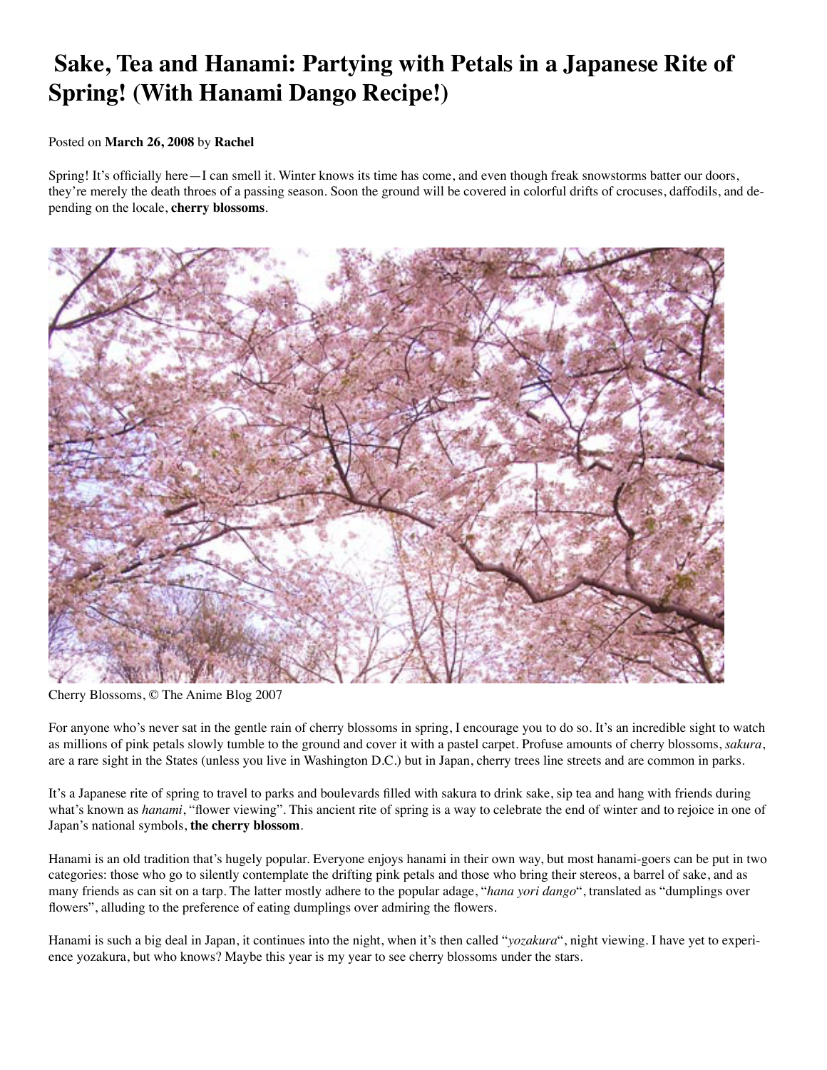# Sake, Tea and Hanami: Partying with Petals in a Japanese Rite of Spring! (With Hanami Dango Recipe!)

Posted on **March 26, 2008** by **Rachel**

Spring! It's officially here—I can smell it. Winter knows its time has come, and even though freak snowstorms batter our doors, they're merely the death throes of a passing season. Soon the ground will be covered in colorful drifts of crocuses, daffodils, and depending on the locale, **cherry blossoms**.

Cherry Blossoms, © The Anime Blog 2007

For anyone who's never sat in the gentle rain of cherry blossoms in spring, I encourage you to do so. It's an incredible sight to watch as millions of pink petals slowly tumble to the ground and cover it with a pastel carpet. Profuse amounts of cherry blossoms, *sakura*, are a rare sight in the States (unless you live in Washington D.C.) but in Japan, cherry trees line streets and are common in parks.

It's a Japanese rite of spring to travel to parks and boulevards filled with sakura to drink sake, sip tea and hang with friends during what's known as *hanami*, "flower viewing". This ancient rite of spring is a way to celebrate the end of winter and to rejoice in one of Japan's national symbols, **the cherry blossom**.

Hanami is an old tradition that's hugely popular. Everyone enjoys hanami in their own way, but most hanami-goers can be put in two categories: those who go to silently contemplate the drifting pink petals and those who bring their stereos, a barrel of sake, and as many friends as can sit on a tarp. The latter mostly adhere to the popular adage, "*hana yori dango*", translated as "dumplings over flowers", alluding to the preference of eating dumplings over admiring the flowers.

Hanami is such a big deal in Japan, it continues into the night, when it's then called "*yozakura*", night viewing. I have yet to experience yozakura, but who knows? Maybe this year is my year to see cherry blossoms under the stars.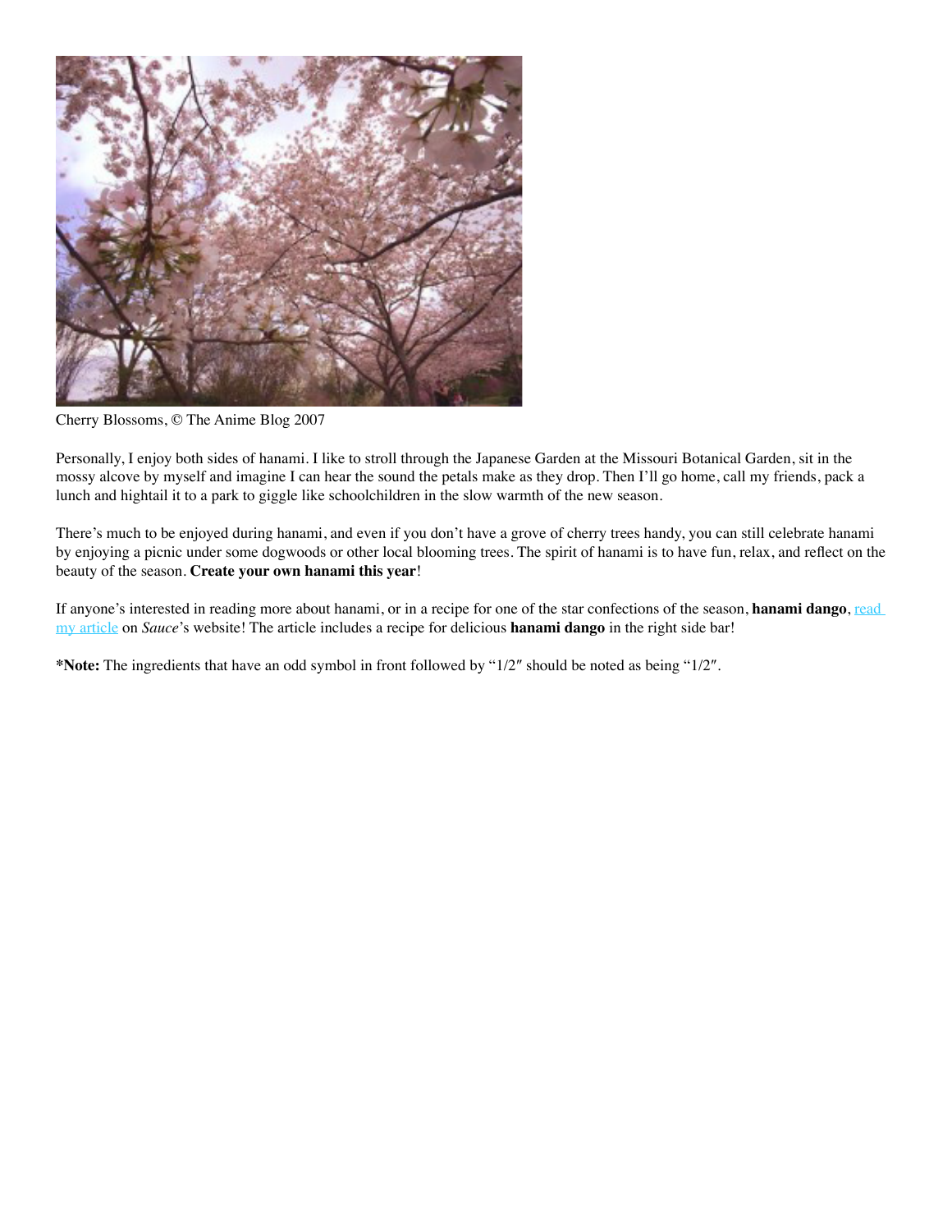Cherry Blossoms, © The Anime Blog 2007

Personally, I enjoy both sides of hanami. I like to stroll through the Japanese Garden at the Missouri Botanical Garden, sit in the mossy alcove by myself and imagine I can hear the sound the petals make as they drop. Then I'll go home, call my friends, pack a lunch and hightail it to a park to giggle like schoolchildren in the slow warmth of the new season.

There's much to be enjoyed during hanami, and even if you don't have a grove of cherry trees handy, you can still celebrate hanami by enjoying a picnic under some dogwoods or other local blooming trees. The spirit of hanami is to have fun, relax, and reflect on the beauty of the season. **Create your own hanami this year**!

If anyone's interested in reading more about hanami, or in a recipe for one of the star confections of the season, **hanami dango**, read my article on *Sauce*'s website! The article includes a recipe for delicious **hanami dango** in the right side bar!

***Note:** The ingredients that have an odd symbol in front followed by "1/2″ should be noted as being "1/2″.